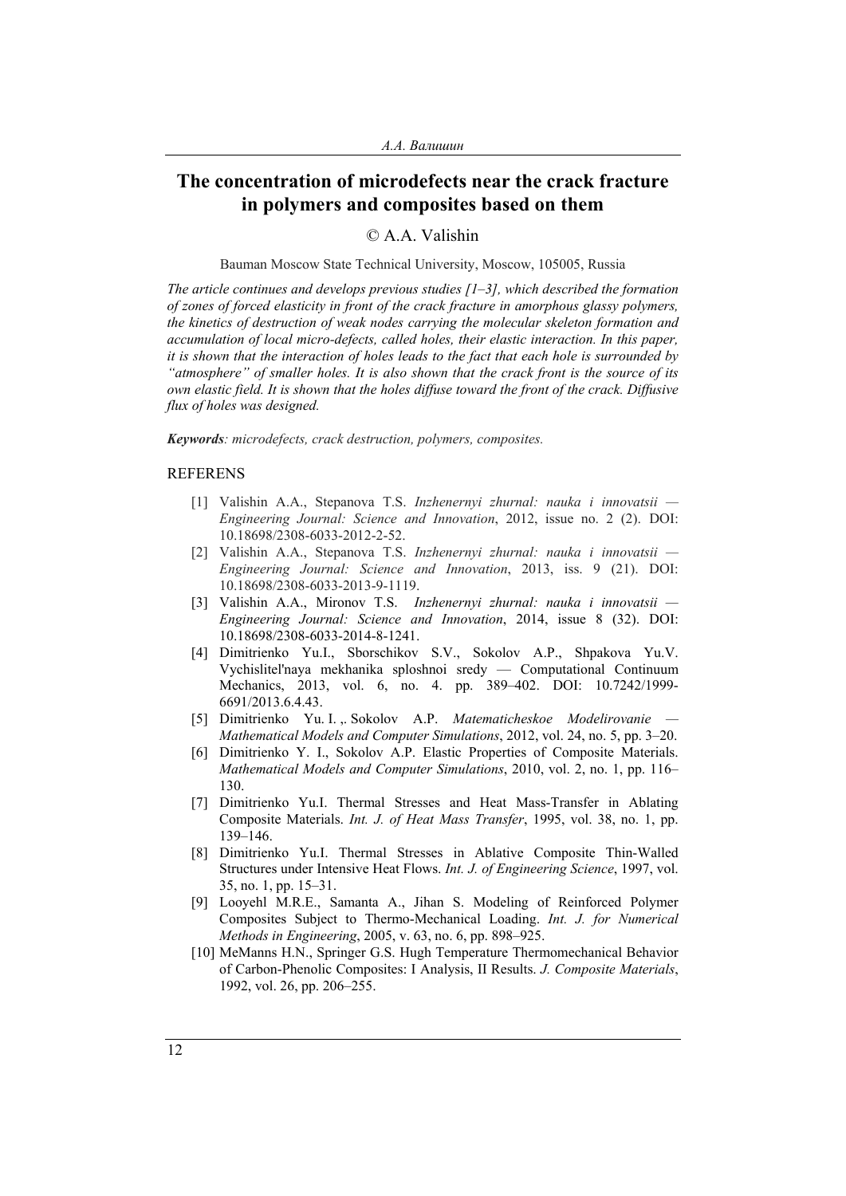# The concentration of microdefects near the crack fracture in polymers and composites based on them

© A.A. Valishin

Bauman Moscow State Technical University, Moscow, 105005, Russia

*The article continues and develops previous studies [1–3], which described the formation of zones of forced elasticity in front of the crack fracture in amorphous glassy polymers, the kinetics of destruction of weak nodes carrying the molecular skeleton formation and accumulation of local micro-defects, called holes, their elastic interaction. In this paper, it is shown that the interaction of holes leads to the fact that each hole is surrounded by "atmosphere" of smaller holes. It is also shown that the crack front is the source of its own elastic field. It is shown that the holes diffuse toward the front of the crack. Diffusive flux of holes was designed.*

***Keywords****: microdefects, crack destruction, polymers, composites.*

## REFERENS

[1] Valishin A.A., Stepanova T.S. *Inzhenernyi zhurnal: nauka i innovatsii — Engineering Journal: Science and Innovation*, 2012, issue no. 2 (2). DOI: 10.18698/2308-6033-2012-2-52.

[2] Valishin A.A., Stepanova T.S. *Inzhenernyi zhurnal: nauka i innovatsii — Engineering Journal: Science and Innovation*, 2013, iss. 9 (21). DOI: 10.18698/2308-6033-2013-9-1119.

[3] Valishin A.A., Mironov T.S. *Inzhenernyi zhurnal: nauka i innovatsii — Engineering Journal: Science and Innovation*, 2014, issue 8 (32). DOI: 10.18698/2308-6033-2014-8-1241.

[4] Dimitrienko Yu.I., Sborschikov S.V., Sokolov A.P., Shpakova Yu.V. Vychislitel'naya mekhanika sploshnoi sredy — Computational Continuum Mechanics, 2013, vol. 6, no. 4. pp. 389–402. DOI: 10.7242/1999-6691/2013.6.4.43.

[5] Dimitrienko Yu. I. ,. Sokolov A.P. *Matematicheskoe Modelirovanie — Mathematical Models and Computer Simulations*, 2012, vol. 24, no. 5, pp. 3–20.

[6] Dimitrienko Y. I., Sokolov A.P. Elastic Properties of Composite Materials. *Mathematical Models and Computer Simulations*, 2010, vol. 2, no. 1, pp. 116–130.

[7] Dimitrienko Yu.I. Thermal Stresses and Heat Mass-Transfer in Ablating Composite Materials. *Int. J. of Heat Mass Transfer*, 1995, vol. 38, no. 1, pp. 139–146.

[8] Dimitrienko Yu.I. Thermal Stresses in Ablative Composite Thin-Walled Structures under Intensive Heat Flows. *Int. J. of Engineering Science*, 1997, vol. 35, no. 1, pp. 15–31.

[9] Looyehl M.R.E., Samanta A., Jihan S. Modeling of Reinforced Polymer Composites Subject to Thermo-Mechanical Loading. *Int. J. for Numerical Methods in Engineering*, 2005, v. 63, no. 6, pp. 898–925.

[10] MeManns H.N., Springer G.S. Hugh Temperature Thermomechanical Behavior of Carbon-Phenolic Composites: I Analysis, II Results. *J. Composite Materials*, 1992, vol. 26, pp. 206–255.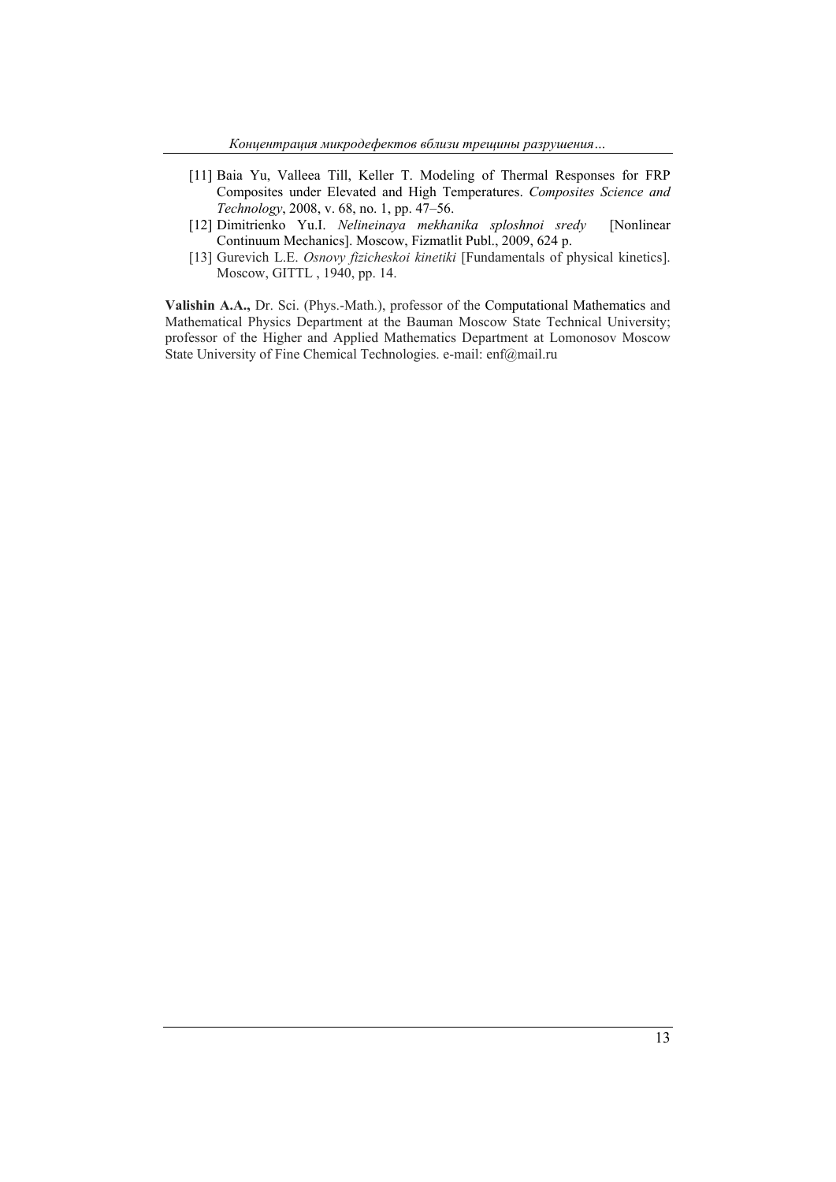[11] Baia Yu, Valleea Till, Keller T. Modeling of Thermal Responses for FRP Composites under Elevated and High Temperatures. *Composites Science and Technology*, 2008, v. 68, no. 1, pp. 47–56.

[12] Dimitrienko Yu.I. *Nelineinaya mekhanika sploshnoi sredy* [Nonlinear Continuum Mechanics]. Moscow, Fizmatlit Publ., 2009, 624 p.

[13] Gurevich L.E. *Osnovy fizicheskoi kinetiki* [Fundamentals of physical kinetics]. Moscow, GITTL , 1940, pp. 14.

**Valishin A.A.,** Dr. Sci. (Phys.-Math.), professor of the Computational Mathematics and Mathematical Physics Department at the Bauman Moscow State Technical University; professor of the Higher and Applied Mathematics Department at Lomonosov Moscow State University of Fine Chemical Technologies. e-mail: enf@mail.ru